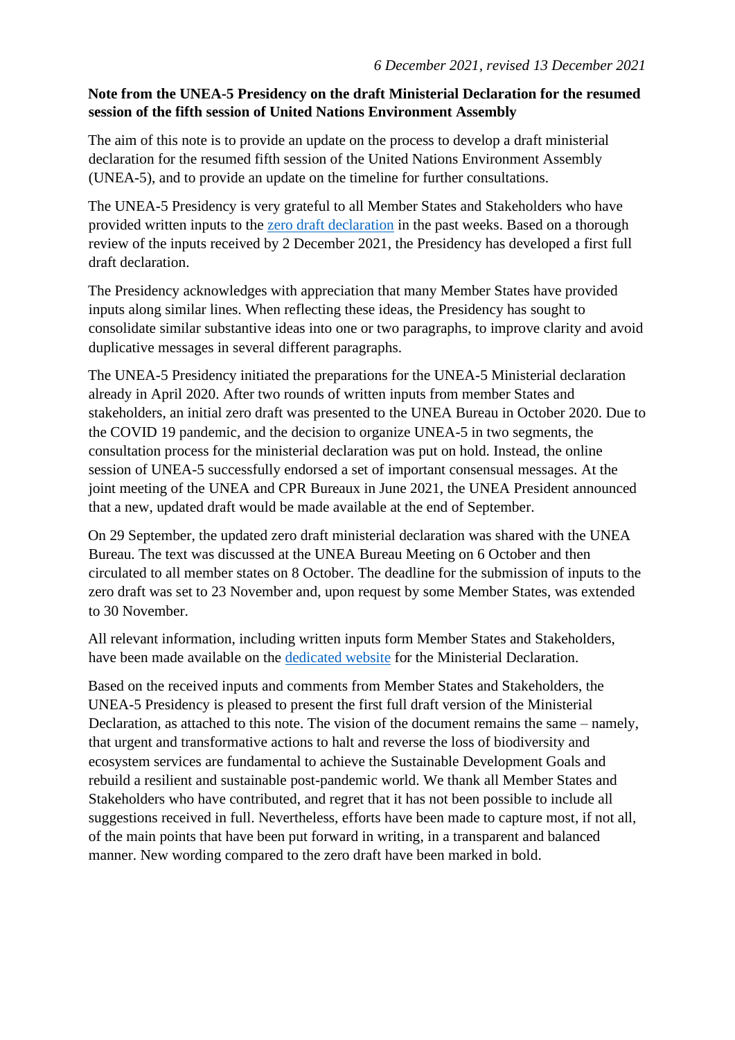*6 December 2021, revised 13 December 2021*

**Note from the UNEA-5 Presidency on the draft Ministerial Declaration for the resumed session of the fifth session of United Nations Environment Assembly**

The aim of this note is to provide an update on the process to develop a draft ministerial declaration for the resumed fifth session of the United Nations Environment Assembly (UNEA-5), and to provide an update on the timeline for further consultations.

The UNEA-5 Presidency is very grateful to all Member States and Stakeholders who have provided written inputs to the zero draft declaration in the past weeks. Based on a thorough review of the inputs received by 2 December 2021, the Presidency has developed a first full draft declaration.

The Presidency acknowledges with appreciation that many Member States have provided inputs along similar lines. When reflecting these ideas, the Presidency has sought to consolidate similar substantive ideas into one or two paragraphs, to improve clarity and avoid duplicative messages in several different paragraphs.

The UNEA-5 Presidency initiated the preparations for the UNEA-5 Ministerial declaration already in April 2020. After two rounds of written inputs from member States and stakeholders, an initial zero draft was presented to the UNEA Bureau in October 2020. Due to the COVID 19 pandemic, and the decision to organize UNEA-5 in two segments, the consultation process for the ministerial declaration was put on hold. Instead, the online session of UNEA-5 successfully endorsed a set of important consensual messages. At the joint meeting of the UNEA and CPR Bureaux in June 2021, the UNEA President announced that a new, updated draft would be made available at the end of September.

On 29 September, the updated zero draft ministerial declaration was shared with the UNEA Bureau. The text was discussed at the UNEA Bureau Meeting on 6 October and then circulated to all member states on 8 October. The deadline for the submission of inputs to the zero draft was set to 23 November and, upon request by some Member States, was extended to 30 November.

All relevant information, including written inputs form Member States and Stakeholders, have been made available on the dedicated website for the Ministerial Declaration.

Based on the received inputs and comments from Member States and Stakeholders, the UNEA-5 Presidency is pleased to present the first full draft version of the Ministerial Declaration, as attached to this note. The vision of the document remains the same – namely, that urgent and transformative actions to halt and reverse the loss of biodiversity and ecosystem services are fundamental to achieve the Sustainable Development Goals and rebuild a resilient and sustainable post-pandemic world. We thank all Member States and Stakeholders who have contributed, and regret that it has not been possible to include all suggestions received in full. Nevertheless, efforts have been made to capture most, if not all, of the main points that have been put forward in writing, in a transparent and balanced manner. New wording compared to the zero draft have been marked in bold.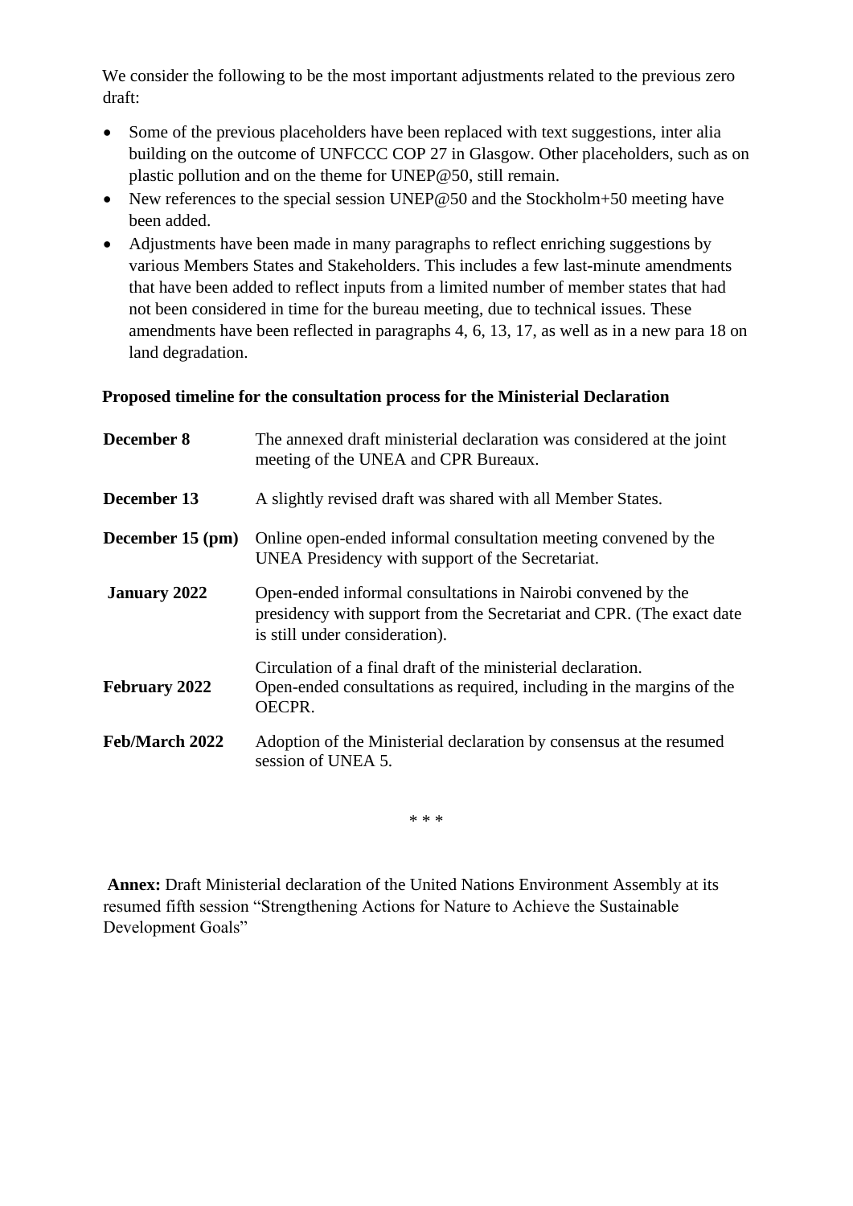We consider the following to be the most important adjustments related to the previous zero draft:

- Some of the previous placeholders have been replaced with text suggestions, inter alia building on the outcome of UNFCCC COP 27 in Glasgow. Other placeholders, such as on plastic pollution and on the theme for UNEP@50, still remain.
- New references to the special session UNEP@50 and the Stockholm+50 meeting have been added.
- Adjustments have been made in many paragraphs to reflect enriching suggestions by various Members States and Stakeholders. This includes a few last-minute amendments that have been added to reflect inputs from a limited number of member states that had not been considered in time for the bureau meeting, due to technical issues. These amendments have been reflected in paragraphs 4, 6, 13, 17, as well as in a new para 18 on land degradation.

**Proposed timeline for the consultation process for the Ministerial Declaration**

| | |
|---|---|
| **December 8** | The annexed draft ministerial declaration was considered at the joint meeting of the UNEA and CPR Bureaux. |
| **December 13** | A slightly revised draft was shared with all Member States. |
| **December 15 (pm)** | Online open-ended informal consultation meeting convened by the UNEA Presidency with support of the Secretariat. |
| **January 2022** | Open-ended informal consultations in Nairobi convened by the presidency with support from the Secretariat and CPR. (The exact date is still under consideration). |
| **February 2022** | Circulation of a final draft of the ministerial declaration. Open-ended consultations as required, including in the margins of the OECPR. |
| **Feb/March 2022** | Adoption of the Ministerial declaration by consensus at the resumed session of UNEA 5. |

\* \* \*

**Annex:** Draft Ministerial declaration of the United Nations Environment Assembly at its resumed fifth session "Strengthening Actions for Nature to Achieve the Sustainable Development Goals"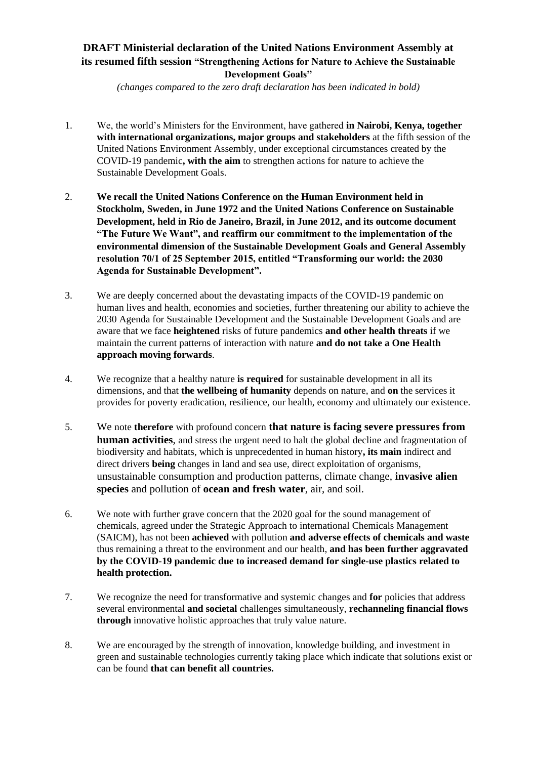# DRAFT Ministerial declaration of the United Nations Environment Assembly at its resumed fifth session "Strengthening Actions for Nature to Achieve the Sustainable Development Goals"

*(changes compared to the zero draft declaration has been indicated in bold)*

1. We, the world's Ministers for the Environment, have gathered **in Nairobi, Kenya, together with international organizations, major groups and stakeholders** at the fifth session of the United Nations Environment Assembly, under exceptional circumstances created by the COVID-19 pandemic**, with the aim** to strengthen actions for nature to achieve the Sustainable Development Goals.

2. **We recall the United Nations Conference on the Human Environment held in Stockholm, Sweden, in June 1972 and the United Nations Conference on Sustainable Development, held in Rio de Janeiro, Brazil, in June 2012, and its outcome document "The Future We Want", and reaffirm our commitment to the implementation of the environmental dimension of the Sustainable Development Goals and General Assembly resolution 70/1 of 25 September 2015, entitled "Transforming our world: the 2030 Agenda for Sustainable Development".**

3. We are deeply concerned about the devastating impacts of the COVID-19 pandemic on human lives and health, economies and societies, further threatening our ability to achieve the 2030 Agenda for Sustainable Development and the Sustainable Development Goals and are aware that we face **heightened** risks of future pandemics **and other health threats** if we maintain the current patterns of interaction with nature **and do not take a One Health approach moving forwards**.

4. We recognize that a healthy nature **is required** for sustainable development in all its dimensions, and that **the wellbeing of humanity** depends on nature, and **on** the services it provides for poverty eradication, resilience, our health, economy and ultimately our existence.

5. We note **therefore** with profound concern **that nature is facing severe pressures from human activities**, and stress the urgent need to halt the global decline and fragmentation of biodiversity and habitats, which is unprecedented in human history**, its main** indirect and direct drivers **being** changes in land and sea use, direct exploitation of organisms, unsustainable consumption and production patterns, climate change, **invasive alien species** and pollution of **ocean and fresh water**, air, and soil.

6. We note with further grave concern that the 2020 goal for the sound management of chemicals, agreed under the Strategic Approach to international Chemicals Management (SAICM), has not been **achieved** with pollution **and adverse effects of chemicals and waste** thus remaining a threat to the environment and our health, **and has been further aggravated by the COVID-19 pandemic due to increased demand for single-use plastics related to health protection.**

7. We recognize the need for transformative and systemic changes and **for** policies that address several environmental **and societal** challenges simultaneously, **rechanneling financial flows through** innovative holistic approaches that truly value nature.

8. We are encouraged by the strength of innovation, knowledge building, and investment in green and sustainable technologies currently taking place which indicate that solutions exist or can be found **that can benefit all countries.**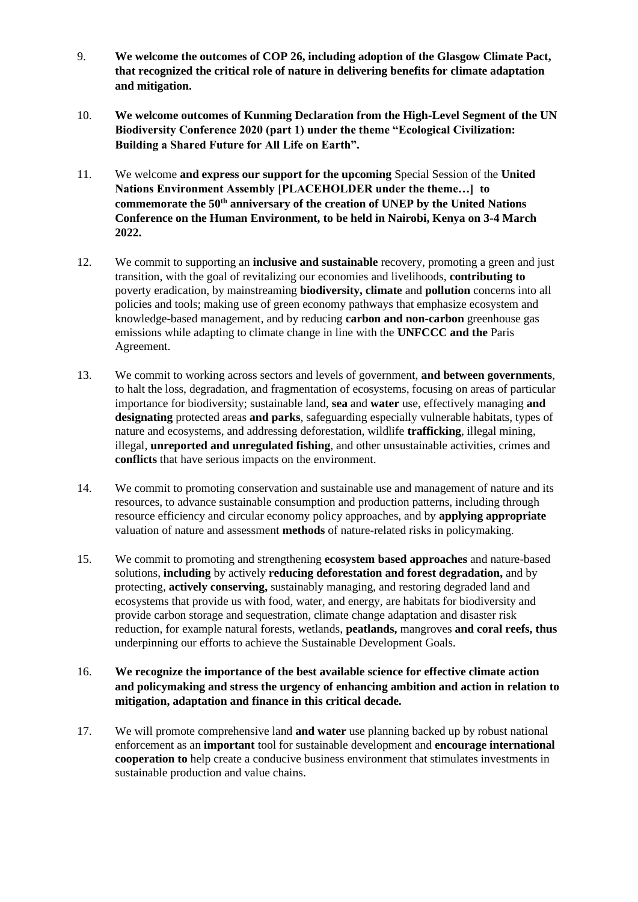9. **We welcome the outcomes of COP 26, including adoption of the Glasgow Climate Pact, that recognized the critical role of nature in delivering benefits for climate adaptation and mitigation.**

10. **We welcome outcomes of Kunming Declaration from the High-Level Segment of the UN Biodiversity Conference 2020 (part 1) under the theme "Ecological Civilization: Building a Shared Future for All Life on Earth".**

11. We welcome **and express our support for the upcoming** Special Session of the **United Nations Environment Assembly [PLACEHOLDER under the theme…] to commemorate the 50th anniversary of the creation of UNEP by the United Nations Conference on the Human Environment, to be held in Nairobi, Kenya on 3-4 March 2022.**

12. We commit to supporting an **inclusive and sustainable** recovery, promoting a green and just transition, with the goal of revitalizing our economies and livelihoods, **contributing to** poverty eradication, by mainstreaming **biodiversity, climate** and **pollution** concerns into all policies and tools; making use of green economy pathways that emphasize ecosystem and knowledge-based management, and by reducing **carbon and non-carbon** greenhouse gas emissions while adapting to climate change in line with the **UNFCCC and the** Paris Agreement.

13. We commit to working across sectors and levels of government, **and between governments**, to halt the loss, degradation, and fragmentation of ecosystems, focusing on areas of particular importance for biodiversity; sustainable land, **sea** and **water** use, effectively managing **and designating** protected areas **and parks**, safeguarding especially vulnerable habitats, types of nature and ecosystems, and addressing deforestation, wildlife **trafficking**, illegal mining, illegal, **unreported and unregulated fishing**, and other unsustainable activities, crimes and **conflicts** that have serious impacts on the environment.

14. We commit to promoting conservation and sustainable use and management of nature and its resources, to advance sustainable consumption and production patterns, including through resource efficiency and circular economy policy approaches, and by **applying appropriate** valuation of nature and assessment **methods** of nature-related risks in policymaking.

15. We commit to promoting and strengthening **ecosystem based approaches** and nature-based solutions, **including** by actively **reducing deforestation and forest degradation,** and by protecting, **actively conserving,** sustainably managing, and restoring degraded land and ecosystems that provide us with food, water, and energy, are habitats for biodiversity and provide carbon storage and sequestration, climate change adaptation and disaster risk reduction, for example natural forests, wetlands, **peatlands,** mangroves **and coral reefs, thus** underpinning our efforts to achieve the Sustainable Development Goals.

16. **We recognize the importance of the best available science for effective climate action and policymaking and stress the urgency of enhancing ambition and action in relation to mitigation, adaptation and finance in this critical decade.**

17. We will promote comprehensive land **and water** use planning backed up by robust national enforcement as an **important** tool for sustainable development and **encourage international cooperation to** help create a conducive business environment that stimulates investments in sustainable production and value chains.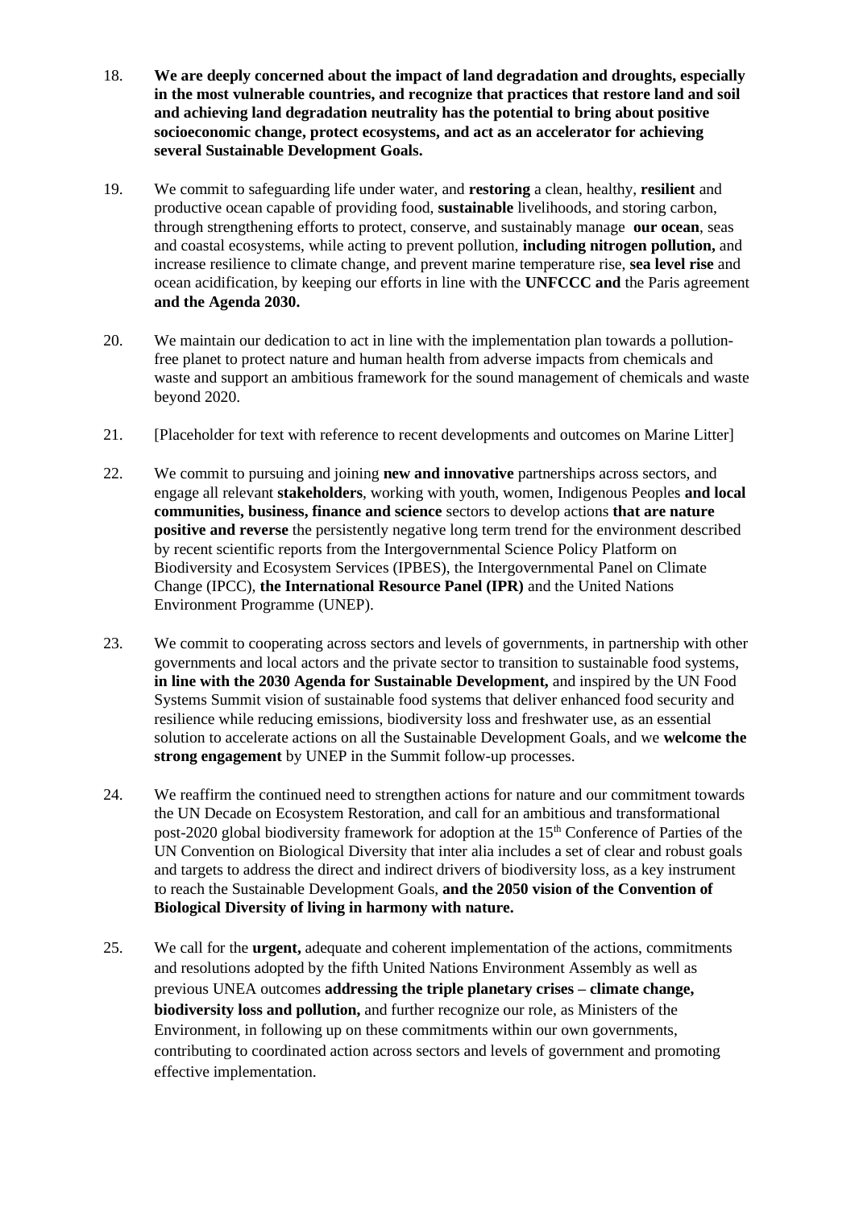18. **We are deeply concerned about the impact of land degradation and droughts, especially in the most vulnerable countries, and recognize that practices that restore land and soil and achieving land degradation neutrality has the potential to bring about positive socioeconomic change, protect ecosystems, and act as an accelerator for achieving several Sustainable Development Goals.**

19. We commit to safeguarding life under water, and **restoring** a clean, healthy, **resilient** and productive ocean capable of providing food, **sustainable** livelihoods, and storing carbon, through strengthening efforts to protect, conserve, and sustainably manage **our ocean**, seas and coastal ecosystems, while acting to prevent pollution, **including nitrogen pollution,** and increase resilience to climate change, and prevent marine temperature rise, **sea level rise** and ocean acidification, by keeping our efforts in line with the **UNFCCC and** the Paris agreement **and the Agenda 2030.**

20. We maintain our dedication to act in line with the implementation plan towards a pollution-free planet to protect nature and human health from adverse impacts from chemicals and waste and support an ambitious framework for the sound management of chemicals and waste beyond 2020.

21. [Placeholder for text with reference to recent developments and outcomes on Marine Litter]

22. We commit to pursuing and joining **new and innovative** partnerships across sectors, and engage all relevant **stakeholders**, working with youth, women, Indigenous Peoples **and local communities, business, finance and science** sectors to develop actions **that are nature positive and reverse** the persistently negative long term trend for the environment described by recent scientific reports from the Intergovernmental Science Policy Platform on Biodiversity and Ecosystem Services (IPBES), the Intergovernmental Panel on Climate Change (IPCC), **the International Resource Panel (IPR)** and the United Nations Environment Programme (UNEP).

23. We commit to cooperating across sectors and levels of governments, in partnership with other governments and local actors and the private sector to transition to sustainable food systems, **in line with the 2030 Agenda for Sustainable Development,** and inspired by the UN Food Systems Summit vision of sustainable food systems that deliver enhanced food security and resilience while reducing emissions, biodiversity loss and freshwater use, as an essential solution to accelerate actions on all the Sustainable Development Goals, and we **welcome the strong engagement** by UNEP in the Summit follow-up processes.

24. We reaffirm the continued need to strengthen actions for nature and our commitment towards the UN Decade on Ecosystem Restoration, and call for an ambitious and transformational post-2020 global biodiversity framework for adoption at the 15th Conference of Parties of the UN Convention on Biological Diversity that inter alia includes a set of clear and robust goals and targets to address the direct and indirect drivers of biodiversity loss, as a key instrument to reach the Sustainable Development Goals, **and the 2050 vision of the Convention of Biological Diversity of living in harmony with nature.**

25. We call for the **urgent,** adequate and coherent implementation of the actions, commitments and resolutions adopted by the fifth United Nations Environment Assembly as well as previous UNEA outcomes **addressing the triple planetary crises – climate change, biodiversity loss and pollution,** and further recognize our role, as Ministers of the Environment, in following up on these commitments within our own governments, contributing to coordinated action across sectors and levels of government and promoting effective implementation.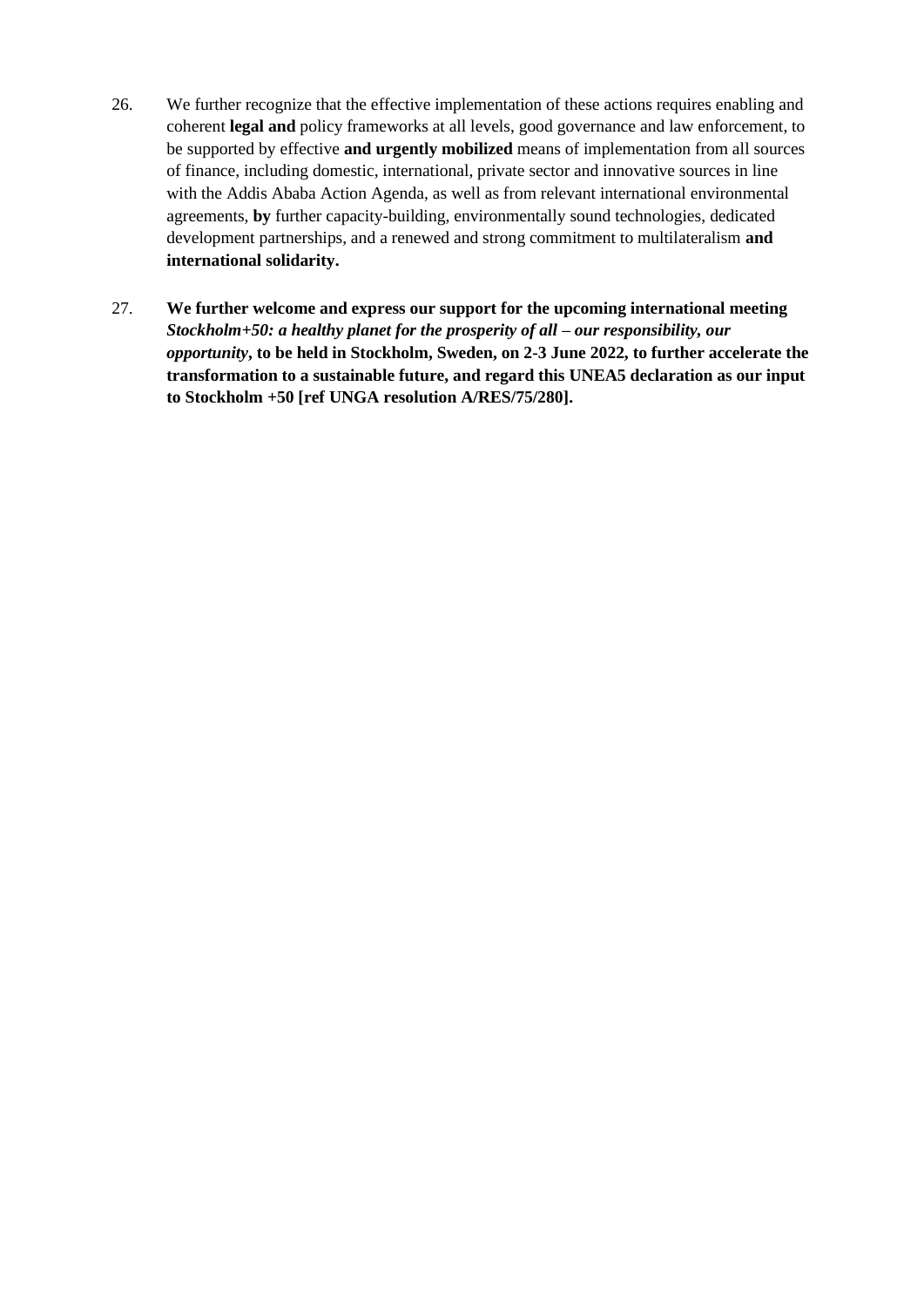26. We further recognize that the effective implementation of these actions requires enabling and coherent **legal and** policy frameworks at all levels, good governance and law enforcement, to be supported by effective **and urgently mobilized** means of implementation from all sources of finance, including domestic, international, private sector and innovative sources in line with the Addis Ababa Action Agenda, as well as from relevant international environmental agreements, **by** further capacity-building, environmentally sound technologies, dedicated development partnerships, and a renewed and strong commitment to multilateralism **and international solidarity.**

27. **We further welcome and express our support for the upcoming international meeting *Stockholm+50: a healthy planet for the prosperity of all – our responsibility, our opportunity*, to be held in Stockholm, Sweden, on 2-3 June 2022, to further accelerate the transformation to a sustainable future, and regard this UNEA5 declaration as our input to Stockholm +50 [ref UNGA resolution A/RES/75/280].**